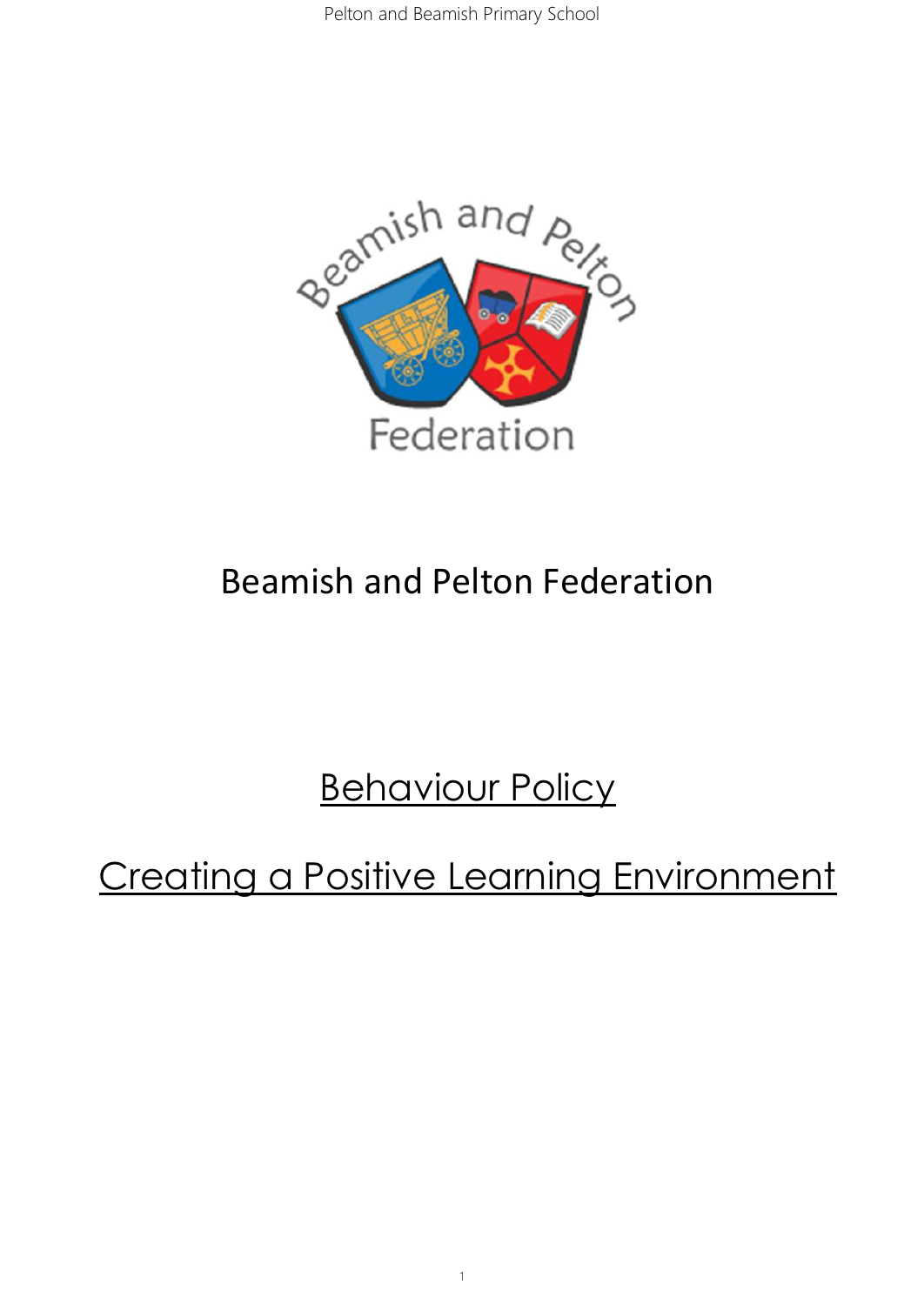# Beamish and Pelton Federation

## Behaviour Policy

## Creating a Positive Learning Environment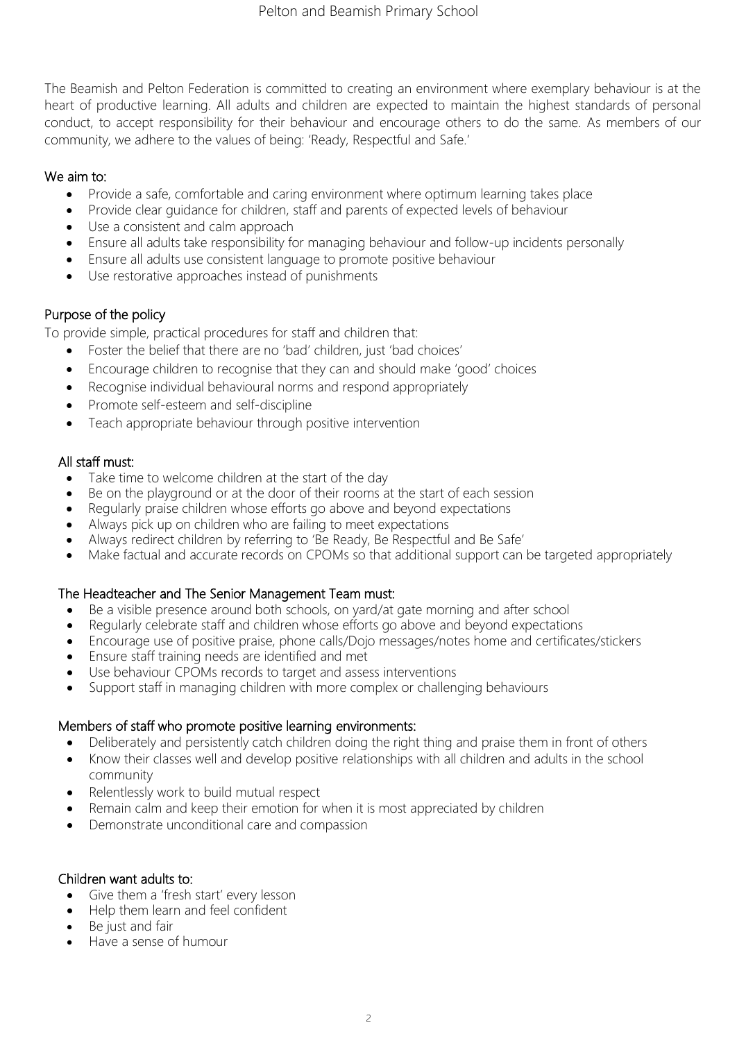The Beamish and Pelton Federation is committed to creating an environment where exemplary behaviour is at the heart of productive learning. All adults and children are expected to maintain the highest standards of personal conduct, to accept responsibility for their behaviour and encourage others to do the same. As members of our community, we adhere to the values of being: 'Ready, Respectful and Safe.'

## We aim to:

- Provide a safe, comfortable and caring environment where optimum learning takes place
- Provide clear guidance for children, staff and parents of expected levels of behaviour
- Use a consistent and calm approach
- Ensure all adults take responsibility for managing behaviour and follow-up incidents personally
- Ensure all adults use consistent language to promote positive behaviour
- Use restorative approaches instead of punishments

## Purpose of the policy

To provide simple, practical procedures for staff and children that:

- Foster the belief that there are no 'bad' children, just 'bad choices'
- Encourage children to recognise that they can and should make 'good' choices
- Recognise individual behavioural norms and respond appropriately
- Promote self-esteem and self-discipline
- Teach appropriate behaviour through positive intervention

## All staff must:

- Take time to welcome children at the start of the day
- Be on the playground or at the door of their rooms at the start of each session
- Regularly praise children whose efforts go above and beyond expectations
- Always pick up on children who are failing to meet expectations
- Always redirect children by referring to 'Be Ready, Be Respectful and Be Safe'
- Make factual and accurate records on CPOMs so that additional support can be targeted appropriately

## The Headteacher and The Senior Management Team must:

- Be a visible presence around both schools, on yard/at gate morning and after school
- Regularly celebrate staff and children whose efforts go above and beyond expectations
- Encourage use of positive praise, phone calls/Dojo messages/notes home and certificates/stickers
- Ensure staff training needs are identified and met
- Use behaviour CPOMs records to target and assess interventions
- Support staff in managing children with more complex or challenging behaviours

## Members of staff who promote positive learning environments:

- Deliberately and persistently catch children doing the right thing and praise them in front of others
- Know their classes well and develop positive relationships with all children and adults in the school community
- Relentlessly work to build mutual respect
- Remain calm and keep their emotion for when it is most appreciated by children
- Demonstrate unconditional care and compassion

## Children want adults to:

- Give them a 'fresh start' every lesson
- Help them learn and feel confident
- Be just and fair
- Have a sense of humour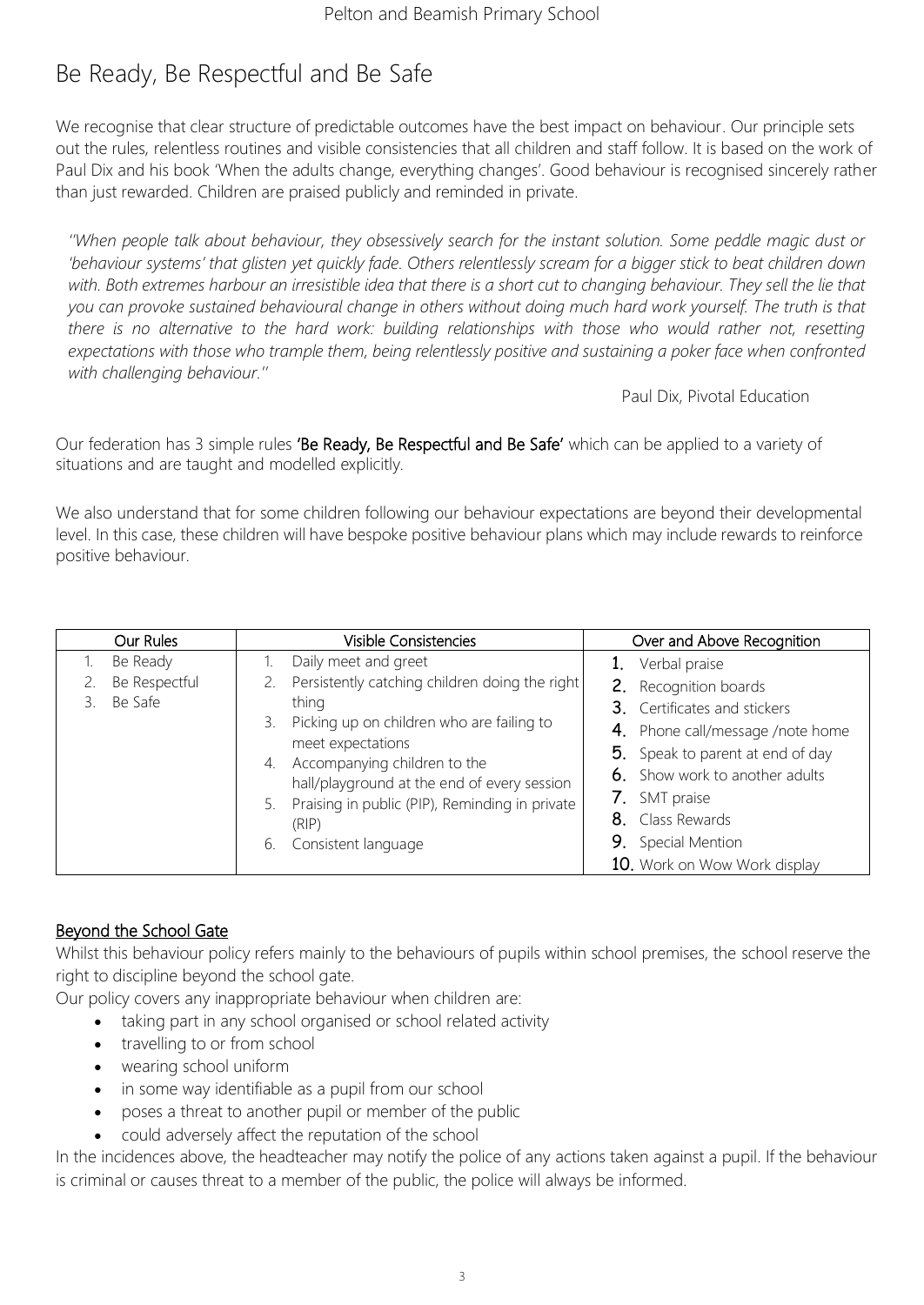# Be Ready, Be Respectful and Be Safe

We recognise that clear structure of predictable outcomes have the best impact on behaviour. Our principle sets out the rules, relentless routines and visible consistencies that all children and staff follow. It is based on the work of Paul Dix and his book 'When the adults change, everything changes'. Good behaviour is recognised sincerely rather than just rewarded. Children are praised publicly and reminded in private.

> *''When people talk about behaviour, they obsessively search for the instant solution. Some peddle magic dust or 'behaviour systems' that glisten yet quickly fade. Others relentlessly scream for a bigger stick to beat children down with. Both extremes harbour an irresistible idea that there is a short cut to changing behaviour. They sell the lie that you can provoke sustained behavioural change in others without doing much hard work yourself. The truth is that there is no alternative to the hard work: building relationships with those who would rather not, resetting expectations with those who trample them, being relentlessly positive and sustaining a poker face when confronted with challenging behaviour.''*
>
> Paul Dix, Pivotal Education

Our federation has 3 simple rules **'Be Ready, Be Respectful and Be Safe'** which can be applied to a variety of situations and are taught and modelled explicitly.

We also understand that for some children following our behaviour expectations are beyond their developmental level. In this case, these children will have bespoke positive behaviour plans which may include rewards to reinforce positive behaviour.

| Our Rules | Visible Consistencies | Over and Above Recognition |
|---|---|---|
| 1. Be Ready<br>2. Be Respectful<br>3. Be Safe | 1. Daily meet and greet<br>2. Persistently catching children doing the right thing<br>3. Picking up on children who are failing to meet expectations<br>4. Accompanying children to the hall/playground at the end of every session<br>5. Praising in public (PIP), Reminding in private (RIP)<br>6. Consistent language | 1. Verbal praise<br>2. Recognition boards<br>3. Certificates and stickers<br>4. Phone call/message /note home<br>5. Speak to parent at end of day<br>6. Show work to another adults<br>7. SMT praise<br>8. Class Rewards<br>9. Special Mention<br>10. Work on Wow Work display |

## Beyond the School Gate

Whilst this behaviour policy refers mainly to the behaviours of pupils within school premises, the school reserve the right to discipline beyond the school gate.

Our policy covers any inappropriate behaviour when children are:

- taking part in any school organised or school related activity
- travelling to or from school
- wearing school uniform
- in some way identifiable as a pupil from our school
- poses a threat to another pupil or member of the public
- could adversely affect the reputation of the school

In the incidences above, the headteacher may notify the police of any actions taken against a pupil. If the behaviour is criminal or causes threat to a member of the public, the police will always be informed.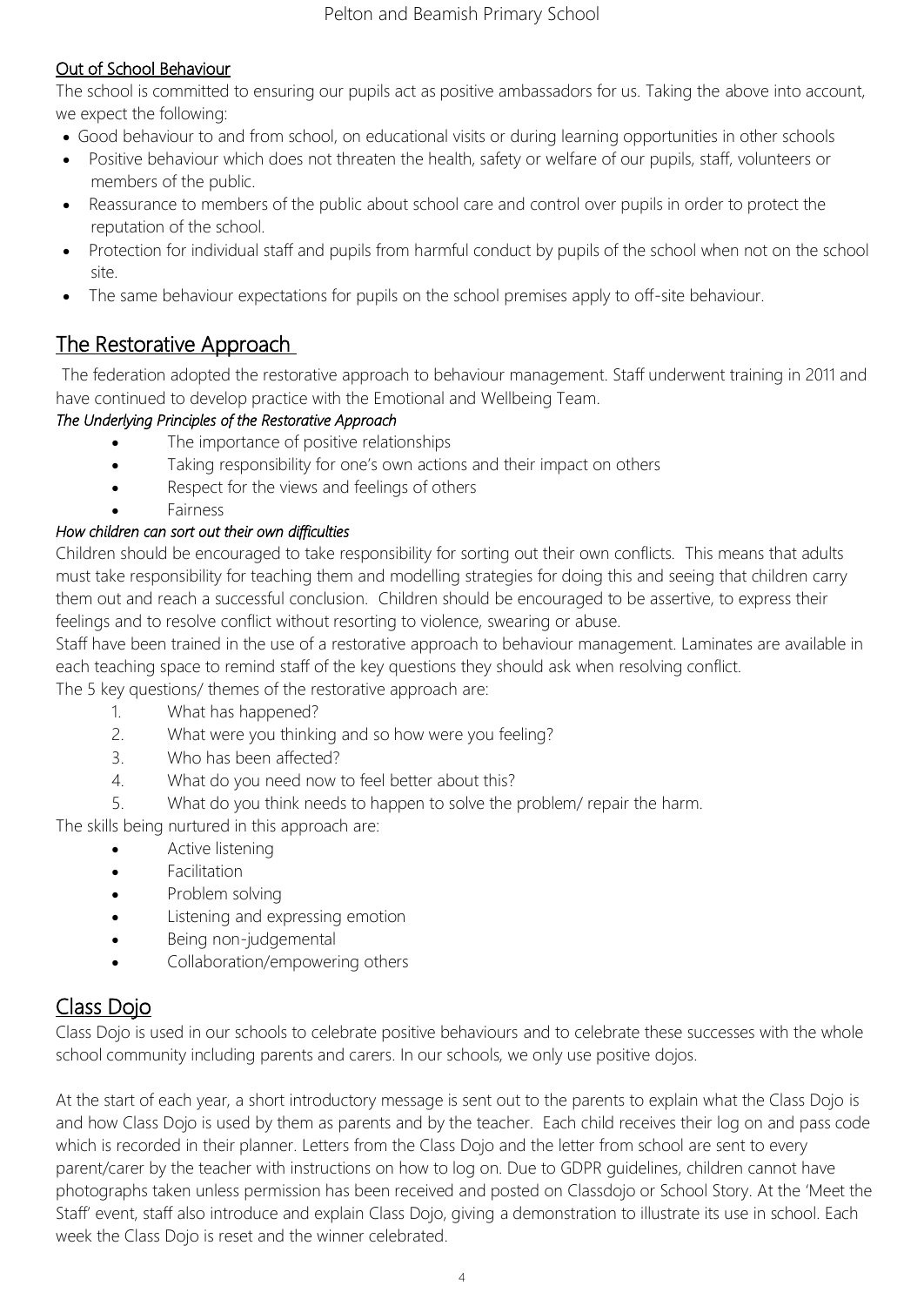### Out of School Behaviour

The school is committed to ensuring our pupils act as positive ambassadors for us. Taking the above into account, we expect the following:

- Good behaviour to and from school, on educational visits or during learning opportunities in other schools
- Positive behaviour which does not threaten the health, safety or welfare of our pupils, staff, volunteers or members of the public.
- Reassurance to members of the public about school care and control over pupils in order to protect the reputation of the school.
- Protection for individual staff and pupils from harmful conduct by pupils of the school when not on the school site.
- The same behaviour expectations for pupils on the school premises apply to off-site behaviour.

## The Restorative Approach

The federation adopted the restorative approach to behaviour management. Staff underwent training in 2011 and have continued to develop practice with the Emotional and Wellbeing Team.

*The Underlying Principles of the Restorative Approach*

- The importance of positive relationships
- Taking responsibility for one's own actions and their impact on others
- Respect for the views and feelings of others
- Fairness

*How children can sort out their own difficulties*

Children should be encouraged to take responsibility for sorting out their own conflicts. This means that adults must take responsibility for teaching them and modelling strategies for doing this and seeing that children carry them out and reach a successful conclusion. Children should be encouraged to be assertive, to express their feelings and to resolve conflict without resorting to violence, swearing or abuse.

Staff have been trained in the use of a restorative approach to behaviour management. Laminates are available in each teaching space to remind staff of the key questions they should ask when resolving conflict.

The 5 key questions/ themes of the restorative approach are:

1. What has happened?
2. What were you thinking and so how were you feeling?
3. Who has been affected?
4. What do you need now to feel better about this?
5. What do you think needs to happen to solve the problem/ repair the harm.

The skills being nurtured in this approach are:

- Active listening
- Facilitation
- Problem solving
- Listening and expressing emotion
- Being non-judgemental
- Collaboration/empowering others

## Class Dojo

Class Dojo is used in our schools to celebrate positive behaviours and to celebrate these successes with the whole school community including parents and carers. In our schools, we only use positive dojos.

At the start of each year, a short introductory message is sent out to the parents to explain what the Class Dojo is and how Class Dojo is used by them as parents and by the teacher. Each child receives their log on and pass code which is recorded in their planner. Letters from the Class Dojo and the letter from school are sent to every parent/carer by the teacher with instructions on how to log on. Due to GDPR guidelines, children cannot have photographs taken unless permission has been received and posted on Classdojo or School Story. At the 'Meet the Staff' event, staff also introduce and explain Class Dojo, giving a demonstration to illustrate its use in school. Each week the Class Dojo is reset and the winner celebrated.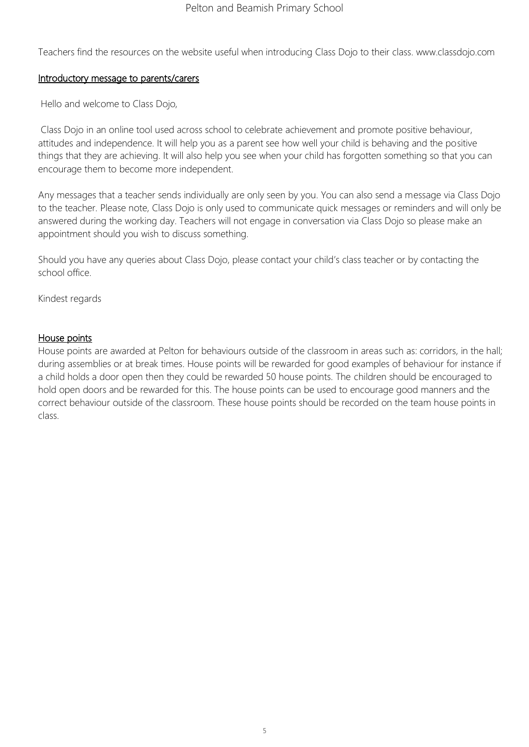Teachers find the resources on the website useful when introducing Class Dojo to their class. www.classdojo.com

### Introductory message to parents/carers

Hello and welcome to Class Dojo,

Class Dojo in an online tool used across school to celebrate achievement and promote positive behaviour, attitudes and independence. It will help you as a parent see how well your child is behaving and the positive things that they are achieving. It will also help you see when your child has forgotten something so that you can encourage them to become more independent.

Any messages that a teacher sends individually are only seen by you. You can also send a message via Class Dojo to the teacher. Please note, Class Dojo is only used to communicate quick messages or reminders and will only be answered during the working day. Teachers will not engage in conversation via Class Dojo so please make an appointment should you wish to discuss something.

Should you have any queries about Class Dojo, please contact your child's class teacher or by contacting the school office.

Kindest regards

### House points

House points are awarded at Pelton for behaviours outside of the classroom in areas such as: corridors, in the hall; during assemblies or at break times. House points will be rewarded for good examples of behaviour for instance if a child holds a door open then they could be rewarded 50 house points. The children should be encouraged to hold open doors and be rewarded for this. The house points can be used to encourage good manners and the correct behaviour outside of the classroom. These house points should be recorded on the team house points in class.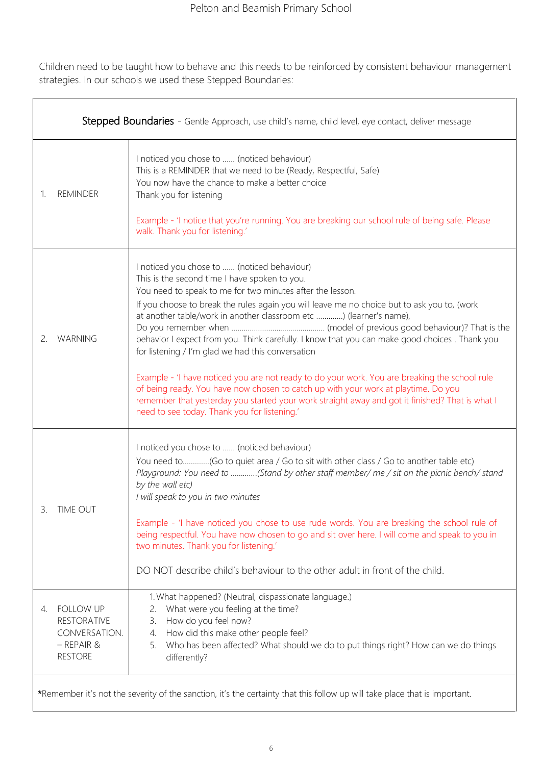Children need to be taught how to behave and this needs to be reinforced by consistent behaviour management strategies. In our schools we used these Stepped Boundaries:

| **Stepped Boundaries** - Gentle Approach, use child's name, child level, eye contact, deliver message | |
|---|---|
| 1. REMINDER | I noticed you chose to …… (noticed behaviour)<br>This is a REMINDER that we need to be (Ready, Respectful, Safe)<br>You now have the chance to make a better choice<br>Thank you for listening<br><br>Example - 'I notice that you're running. You are breaking our school rule of being safe. Please walk. Thank you for listening.' |
| 2. WARNING | I noticed you chose to …… (noticed behaviour)<br>This is the second time I have spoken to you.<br>You need to speak to me for two minutes after the lesson.<br>If you choose to break the rules again you will leave me no choice but to ask you to, (work at another table/work in another classroom etc …………) (learner's name),<br>Do you remember when ……………………………………… (model of previous good behaviour)? That is the behavior I expect from you. Think carefully. I know that you can make good choices . Thank you for listening / I'm glad we had this conversation<br><br>Example - 'I have noticed you are not ready to do your work. You are breaking the school rule of being ready. You have now chosen to catch up with your work at playtime. Do you remember that yesterday you started your work straight away and got it finished? That is what I need to see today. Thank you for listening.' |
| 3. TIME OUT | I noticed you chose to …… (noticed behaviour)<br>You need to…………(Go to quiet area / Go to sit with other class / Go to another table etc)<br>*Playground: You need to …………(Stand by other staff member/ me / sit on the picnic bench/ stand by the wall etc)*<br>*I will speak to you in two minutes*<br><br>Example - 'I have noticed you chose to use rude words. You are breaking the school rule of being respectful. You have now chosen to go and sit over here. I will come and speak to you in two minutes. Thank you for listening.'<br><br>DO NOT describe child's behaviour to the other adult in front of the child. |
| 4. FOLLOW UP RESTORATIVE CONVERSATION. – REPAIR & RESTORE | 1. What happened? (Neutral, dispassionate language.)<br>2. What were you feeling at the time?<br>3. How do you feel now?<br>4. How did this make other people feel?<br>5. Who has been affected? What should we do to put things right? How can we do things differently? |
| ***Remember it's not the severity of the sanction, it's the certainty that this follow up will take place that is important.** | |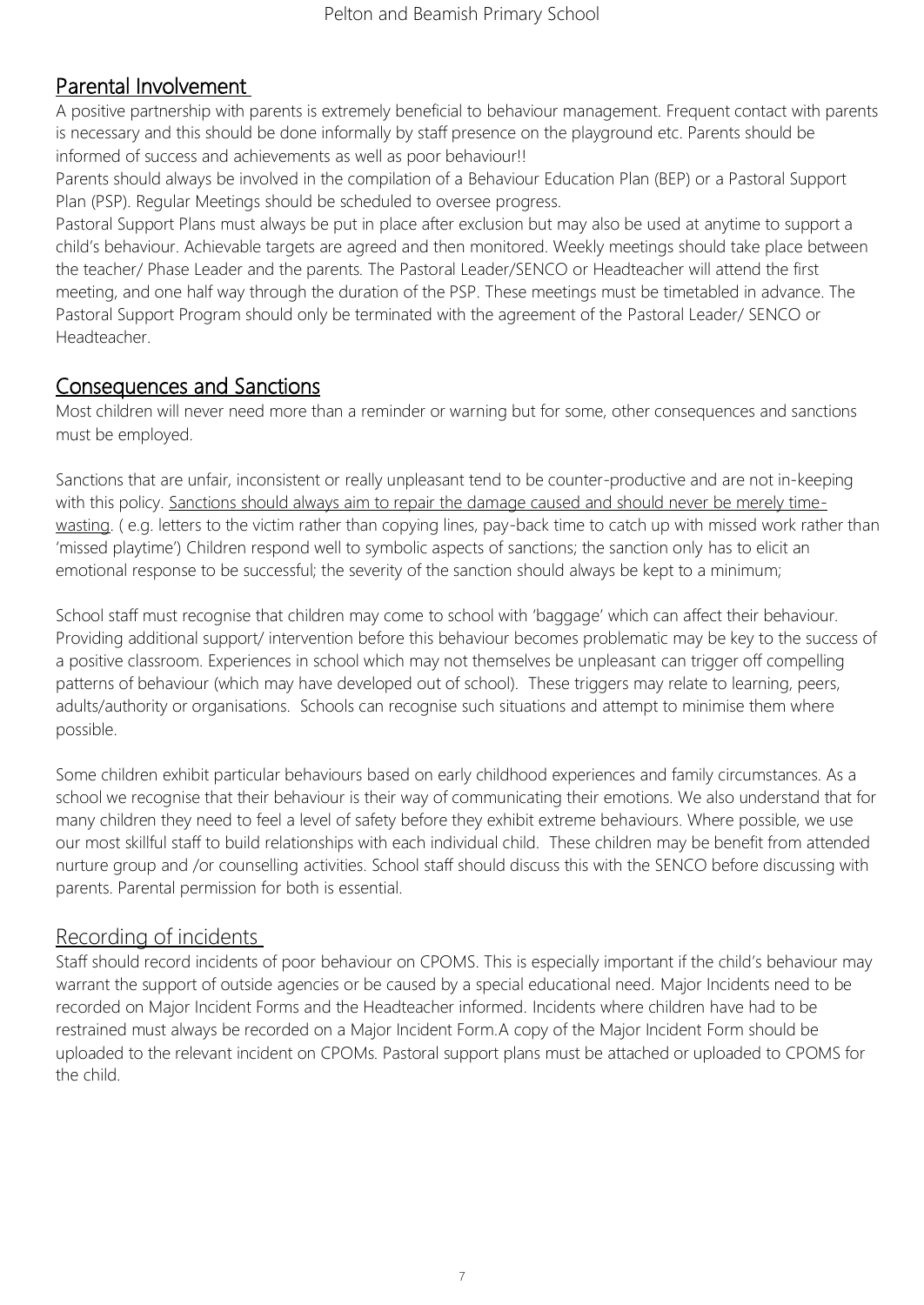## Parental Involvement

A positive partnership with parents is extremely beneficial to behaviour management. Frequent contact with parents is necessary and this should be done informally by staff presence on the playground etc. Parents should be informed of success and achievements as well as poor behaviour!!

Parents should always be involved in the compilation of a Behaviour Education Plan (BEP) or a Pastoral Support Plan (PSP). Regular Meetings should be scheduled to oversee progress.

Pastoral Support Plans must always be put in place after exclusion but may also be used at anytime to support a child's behaviour. Achievable targets are agreed and then monitored. Weekly meetings should take place between the teacher/ Phase Leader and the parents. The Pastoral Leader/SENCO or Headteacher will attend the first meeting, and one half way through the duration of the PSP. These meetings must be timetabled in advance. The Pastoral Support Program should only be terminated with the agreement of the Pastoral Leader/ SENCO or Headteacher.

## Consequences and Sanctions

Most children will never need more than a reminder or warning but for some, other consequences and sanctions must be employed.

Sanctions that are unfair, inconsistent or really unpleasant tend to be counter-productive and are not in-keeping with this policy. <u>Sanctions should always aim to repair the damage caused and should never be merely time-wasting</u>. ( e.g. letters to the victim rather than copying lines, pay-back time to catch up with missed work rather than 'missed playtime') Children respond well to symbolic aspects of sanctions; the sanction only has to elicit an emotional response to be successful; the severity of the sanction should always be kept to a minimum;

School staff must recognise that children may come to school with 'baggage' which can affect their behaviour. Providing additional support/ intervention before this behaviour becomes problematic may be key to the success of a positive classroom. Experiences in school which may not themselves be unpleasant can trigger off compelling patterns of behaviour (which may have developed out of school). These triggers may relate to learning, peers, adults/authority or organisations. Schools can recognise such situations and attempt to minimise them where possible.

Some children exhibit particular behaviours based on early childhood experiences and family circumstances. As a school we recognise that their behaviour is their way of communicating their emotions. We also understand that for many children they need to feel a level of safety before they exhibit extreme behaviours. Where possible, we use our most skillful staff to build relationships with each individual child. These children may be benefit from attended nurture group and /or counselling activities. School staff should discuss this with the SENCO before discussing with parents. Parental permission for both is essential.

## Recording of incidents

Staff should record incidents of poor behaviour on CPOMS. This is especially important if the child's behaviour may warrant the support of outside agencies or be caused by a special educational need. Major Incidents need to be recorded on Major Incident Forms and the Headteacher informed. Incidents where children have had to be restrained must always be recorded on a Major Incident Form.A copy of the Major Incident Form should be uploaded to the relevant incident on CPOMs. Pastoral support plans must be attached or uploaded to CPOMS for the child.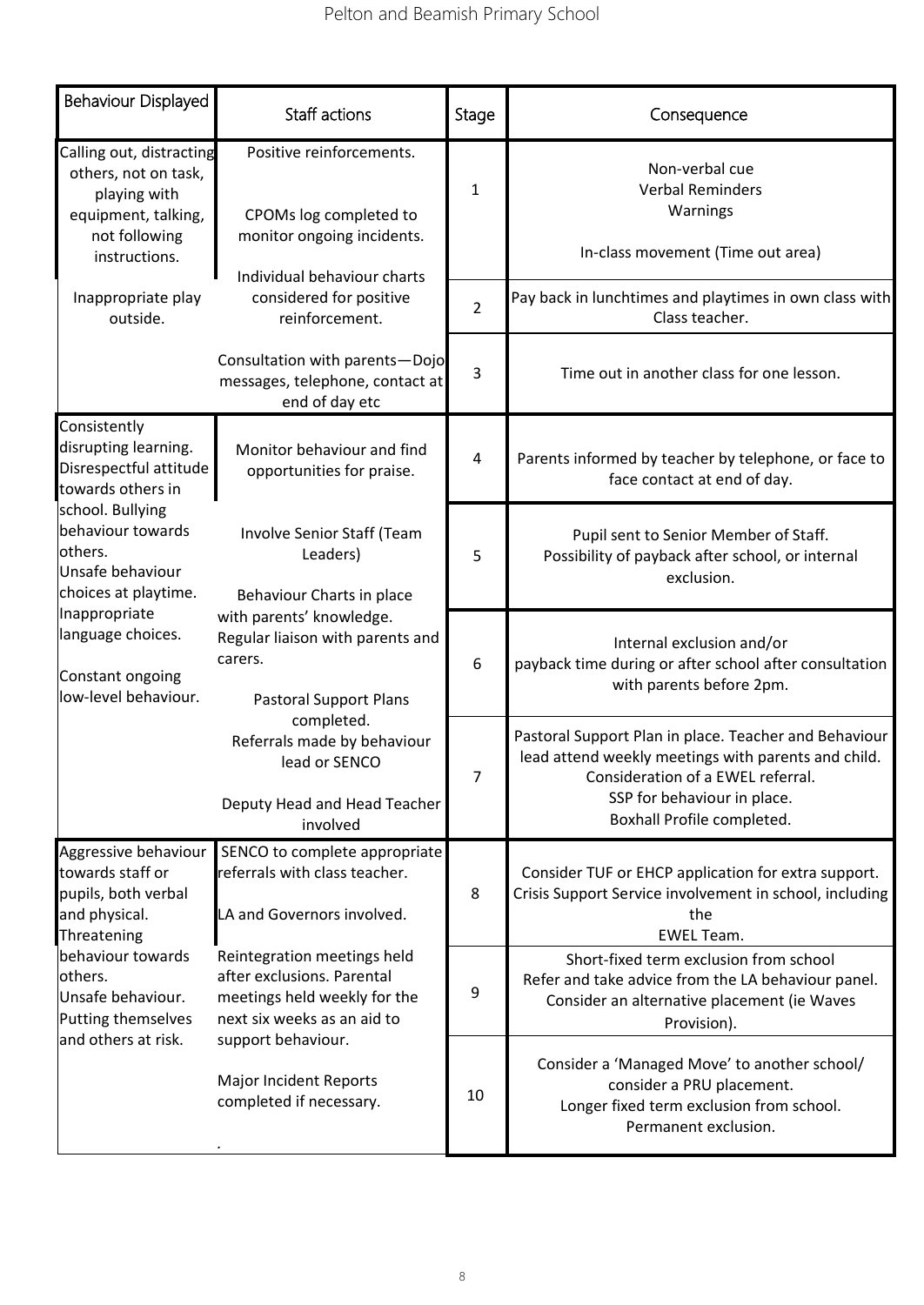| Behaviour Displayed | Staff actions | Stage | Consequence |
|---|---|---|---|
| Calling out, distracting others, not on task, playing with equipment, talking, not following instructions.<br><br>Inappropriate play outside. | Positive reinforcements.<br><br>CPOMs log completed to monitor ongoing incidents.<br><br>Individual behaviour charts considered for positive reinforcement.<br><br>Consultation with parents—Dojo messages, telephone, contact at end of day etc | 1 | Non-verbal cue<br>Verbal Reminders<br>Warnings<br><br>In-class movement (Time out area) |
| | | 2 | Pay back in lunchtimes and playtimes in own class with Class teacher. |
| | | 3 | Time out in another class for one lesson. |
| Consistently disrupting learning. Disrespectful attitude towards others in school. Bullying behaviour towards others.<br>Unsafe behaviour choices at playtime.<br>Inappropriate language choices.<br><br>Constant ongoing low-level behaviour. | Monitor behaviour and find opportunities for praise.<br><br>Involve Senior Staff (Team Leaders)<br><br>Behaviour Charts in place with parents' knowledge.<br>Regular liaison with parents and carers.<br><br>Pastoral Support Plans completed.<br>Referrals made by behaviour lead or SENCO<br><br>Deputy Head and Head Teacher involved | 4 | Parents informed by teacher by telephone, or face to face contact at end of day. |
| | | 5 | Pupil sent to Senior Member of Staff.<br>Possibility of payback after school, or internal exclusion. |
| | | 6 | Internal exclusion and/or payback time during or after school after consultation with parents before 2pm. |
| | | 7 | Pastoral Support Plan in place. Teacher and Behaviour lead attend weekly meetings with parents and child.<br>Consideration of a EWEL referral.<br>SSP for behaviour in place.<br>Boxhall Profile completed. |
| Aggressive behaviour towards staff or pupils, both verbal and physical.<br>Threatening behaviour towards others.<br>Unsafe behaviour.<br>Putting themselves and others at risk. | SENCO to complete appropriate referrals with class teacher.<br><br>LA and Governors involved.<br><br>Reintegration meetings held after exclusions. Parental meetings held weekly for the next six weeks as an aid to support behaviour.<br><br>Major Incident Reports completed if necessary.<br><br>. | 8 | Consider TUF or EHCP application for extra support.<br>Crisis Support Service involvement in school, including the<br>EWEL Team. |
| | | 9 | Short-fixed term exclusion from school<br>Refer and take advice from the LA behaviour panel.<br>Consider an alternative placement (ie Waves Provision). |
| | | 10 | Consider a 'Managed Move' to another school/ consider a PRU placement.<br>Longer fixed term exclusion from school.<br>Permanent exclusion. |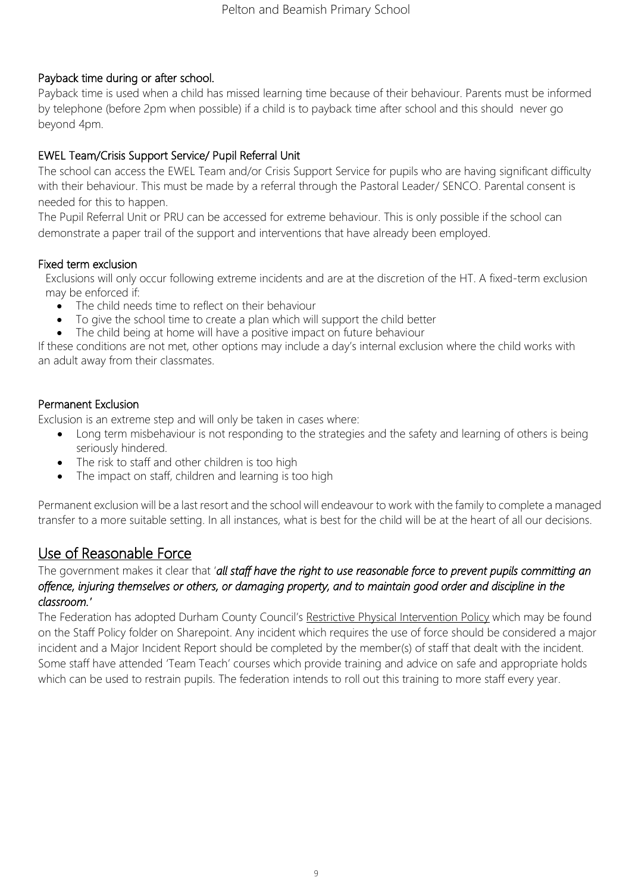### Payback time during or after school.

Payback time is used when a child has missed learning time because of their behaviour. Parents must be informed by telephone (before 2pm when possible) if a child is to payback time after school and this should never go beyond 4pm.

### EWEL Team/Crisis Support Service/ Pupil Referral Unit

The school can access the EWEL Team and/or Crisis Support Service for pupils who are having significant difficulty with their behaviour. This must be made by a referral through the Pastoral Leader/ SENCO. Parental consent is needed for this to happen.

The Pupil Referral Unit or PRU can be accessed for extreme behaviour. This is only possible if the school can demonstrate a paper trail of the support and interventions that have already been employed.

### Fixed term exclusion

Exclusions will only occur following extreme incidents and are at the discretion of the HT. A fixed-term exclusion may be enforced if:

- The child needs time to reflect on their behaviour
- To give the school time to create a plan which will support the child better
- The child being at home will have a positive impact on future behaviour

If these conditions are not met, other options may include a day's internal exclusion where the child works with an adult away from their classmates.

### Permanent Exclusion

Exclusion is an extreme step and will only be taken in cases where:

- Long term misbehaviour is not responding to the strategies and the safety and learning of others is being seriously hindered.
- The risk to staff and other children is too high
- The impact on staff, children and learning is too high

Permanent exclusion will be a last resort and the school will endeavour to work with the family to complete a managed transfer to a more suitable setting. In all instances, what is best for the child will be at the heart of all our decisions.

## Use of Reasonable Force

The government makes it clear that '***all staff have the right to use reasonable force to prevent pupils committing an offence, injuring themselves or others, or damaging property, and to maintain good order and discipline in the classroom.***'

The Federation has adopted Durham County Council's Restrictive Physical Intervention Policy which may be found on the Staff Policy folder on Sharepoint. Any incident which requires the use of force should be considered a major incident and a Major Incident Report should be completed by the member(s) of staff that dealt with the incident. Some staff have attended 'Team Teach' courses which provide training and advice on safe and appropriate holds which can be used to restrain pupils. The federation intends to roll out this training to more staff every year.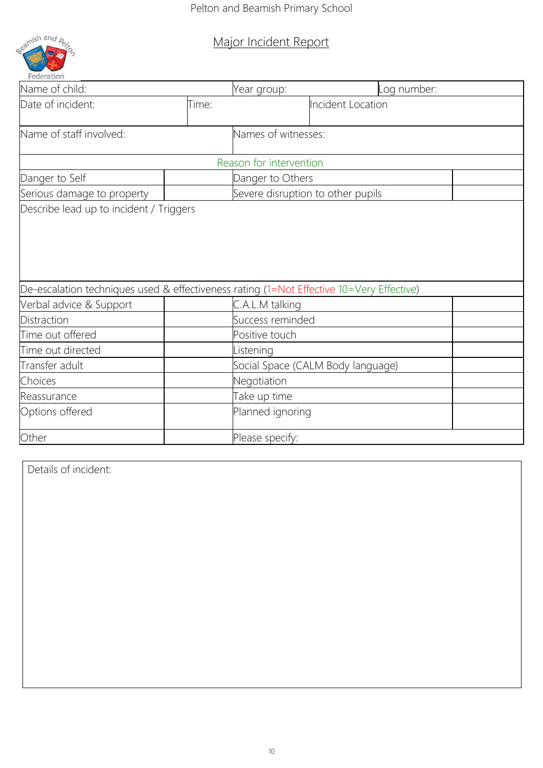Pelton and Beamish Primary School

# Major Incident Report

| Name of child: | | Year group: | Log number: |
|---|---|---|---|
| Date of incident: | Time: | | Incident Location |
| Name of staff involved: | | Names of witnesses: | |

| Reason for intervention | | | |
|---|---|---|---|
| Danger to Self | | Danger to Others | |
| Serious damage to property | | Severe disruption to other pupils | |

Describe lead up to incident / Triggers

| De-escalation techniques used & effectiveness rating (1=Not Effective 10=Very Effective) | | | |
|---|---|---|---|
| Verbal advice & Support | | C.A.L.M talking | |
| Distraction | | Success reminded | |
| Time out offered | | Positive touch | |
| Time out directed | | Listening | |
| Transfer adult | | Social Space (CALM Body language) | |
| Choices | | Negotiation | |
| Reassurance | | Take up time | |
| Options offered | | Planned ignoring | |
| Other | | Please specify: | |

Details of incident: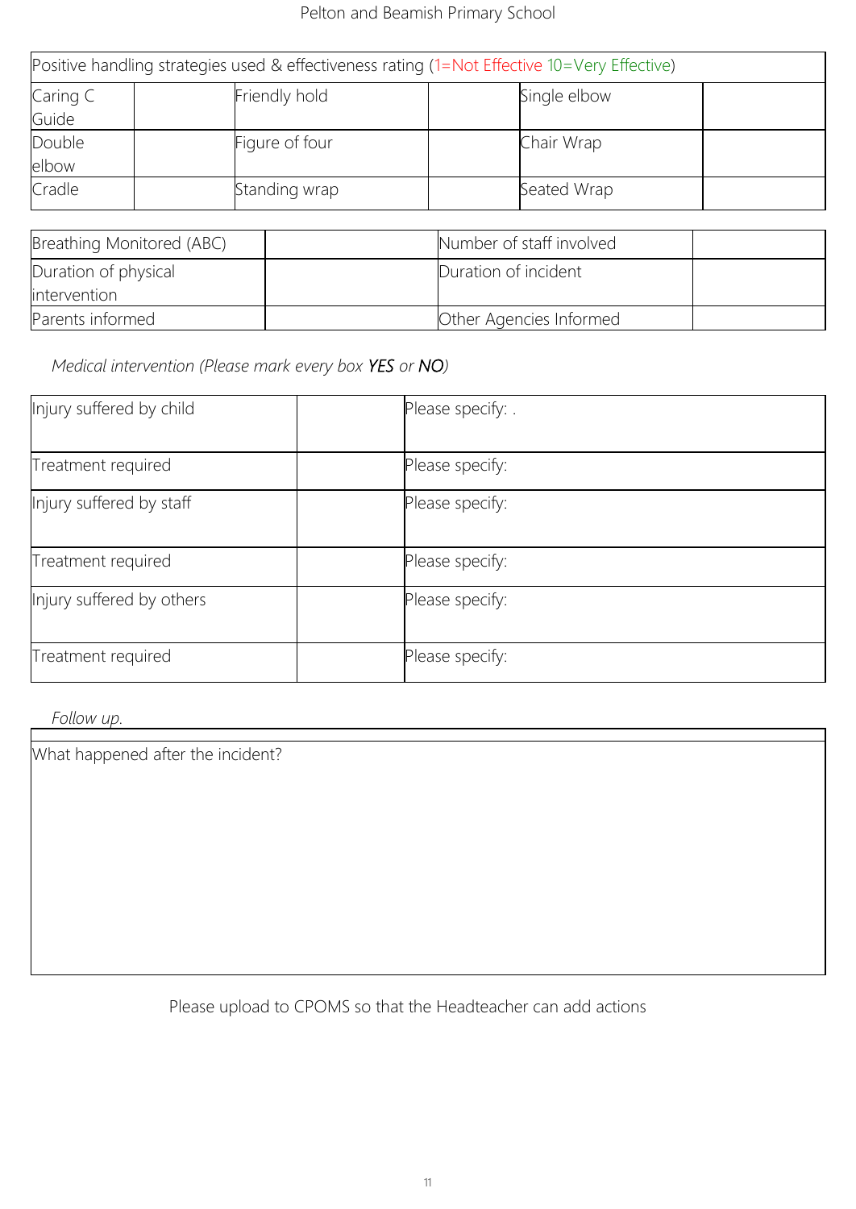| Positive handling strategies used & effectiveness rating (1=Not Effective 10=Very Effective) | | | | | |
|---|---|---|---|---|---|
| Caring C Guide | | Friendly hold | | Single elbow | |
| Double elbow | | Figure of four | | Chair Wrap | |
| Cradle | | Standing wrap | | Seated Wrap | |

| | | | |
|---|---|---|---|
| Breathing Monitored (ABC) | | Number of staff involved | |
| Duration of physical intervention | | Duration of incident | |
| Parents informed | | Other Agencies Informed | |

*Medical intervention (Please mark every box **YES** or **NO**)*

| | | |
|---|---|---|
| Injury suffered by child | | Please specify: . |
| Treatment required | | Please specify: |
| Injury suffered by staff | | Please specify: |
| Treatment required | | Please specify: |
| Injury suffered by others | | Please specify: |
| Treatment required | | Please specify: |

*Follow up.*

| |
|---|
| What happened after the incident? |

Please upload to CPOMS so that the Headteacher can add actions